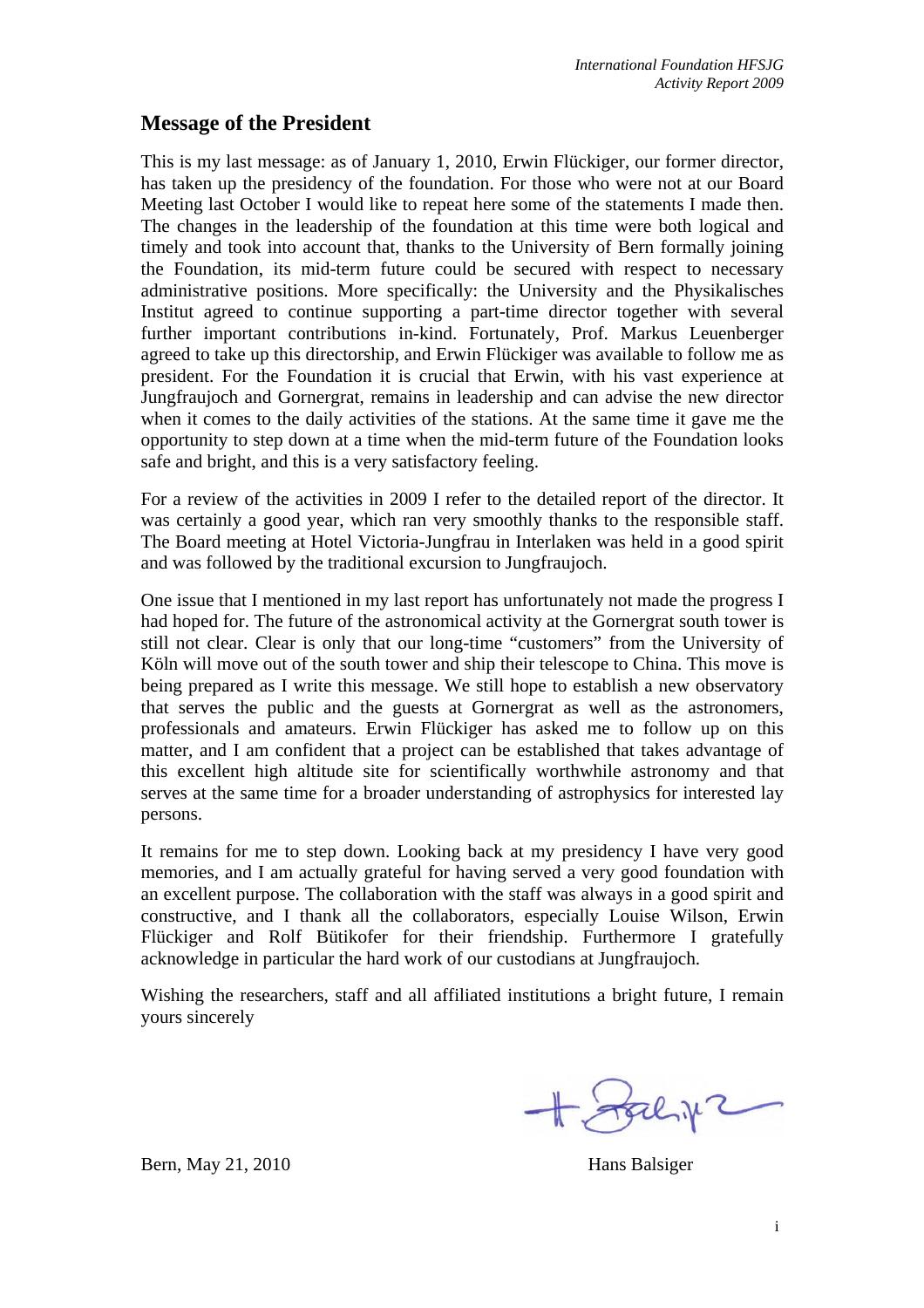## Message of the President

This is my last message: as of January 1, 2010, Erwin Flückiger, our former director, has taken up the presidency of the foundation. For those who were not at our Board Meeting last October I would like to repeat here some of the statements I made then. The changes in the leadership of the foundation at this time were both logical and timely and took into account that, thanks to the University of Bern formally joining the Foundation, its mid-term future could be secured with respect to necessary administrative positions. More specifically: the University and the Physikalisches Institut agreed to continue supporting a part-time director together with several further important contributions in-kind. Fortunately, Prof. Markus Leuenberger agreed to take up this directorship, and Erwin Flückiger was available to follow me as president. For the Foundation it is crucial that Erwin, with his vast experience at Jungfraujoch and Gornergrat, remains in leadership and can advise the new director when it comes to the daily activities of the stations. At the same time it gave me the opportunity to step down at a time when the mid-term future of the Foundation looks safe and bright, and this is a very satisfactory feeling.

For a review of the activities in 2009 I refer to the detailed report of the director. It was certainly a good year, which ran very smoothly thanks to the responsible staff. The Board meeting at Hotel Victoria-Jungfrau in Interlaken was held in a good spirit and was followed by the traditional excursion to Jungfraujoch.

One issue that I mentioned in my last report has unfortunately not made the progress I had hoped for. The future of the astronomical activity at the Gornergrat south tower is still not clear. Clear is only that our long-time "customers" from the University of Köln will move out of the south tower and ship their telescope to China. This move is being prepared as I write this message. We still hope to establish a new observatory that serves the public and the guests at Gornergrat as well as the astronomers, professionals and amateurs. Erwin Flückiger has asked me to follow up on this matter, and I am confident that a project can be established that takes advantage of this excellent high altitude site for scientifically worthwhile astronomy and that serves at the same time for a broader understanding of astrophysics for interested lay persons.

It remains for me to step down. Looking back at my presidency I have very good memories, and I am actually grateful for having served a very good foundation with an excellent purpose. The collaboration with the staff was always in a good spirit and constructive, and I thank all the collaborators, especially Louise Wilson, Erwin Flückiger and Rolf Bütikofer for their friendship. Furthermore I gratefully acknowledge in particular the hard work of our custodians at Jungfraujoch.

Wishing the researchers, staff and all affiliated institutions a bright future, I remain yours sincerely

Bern, May 21, 2010

Hans Balsiger